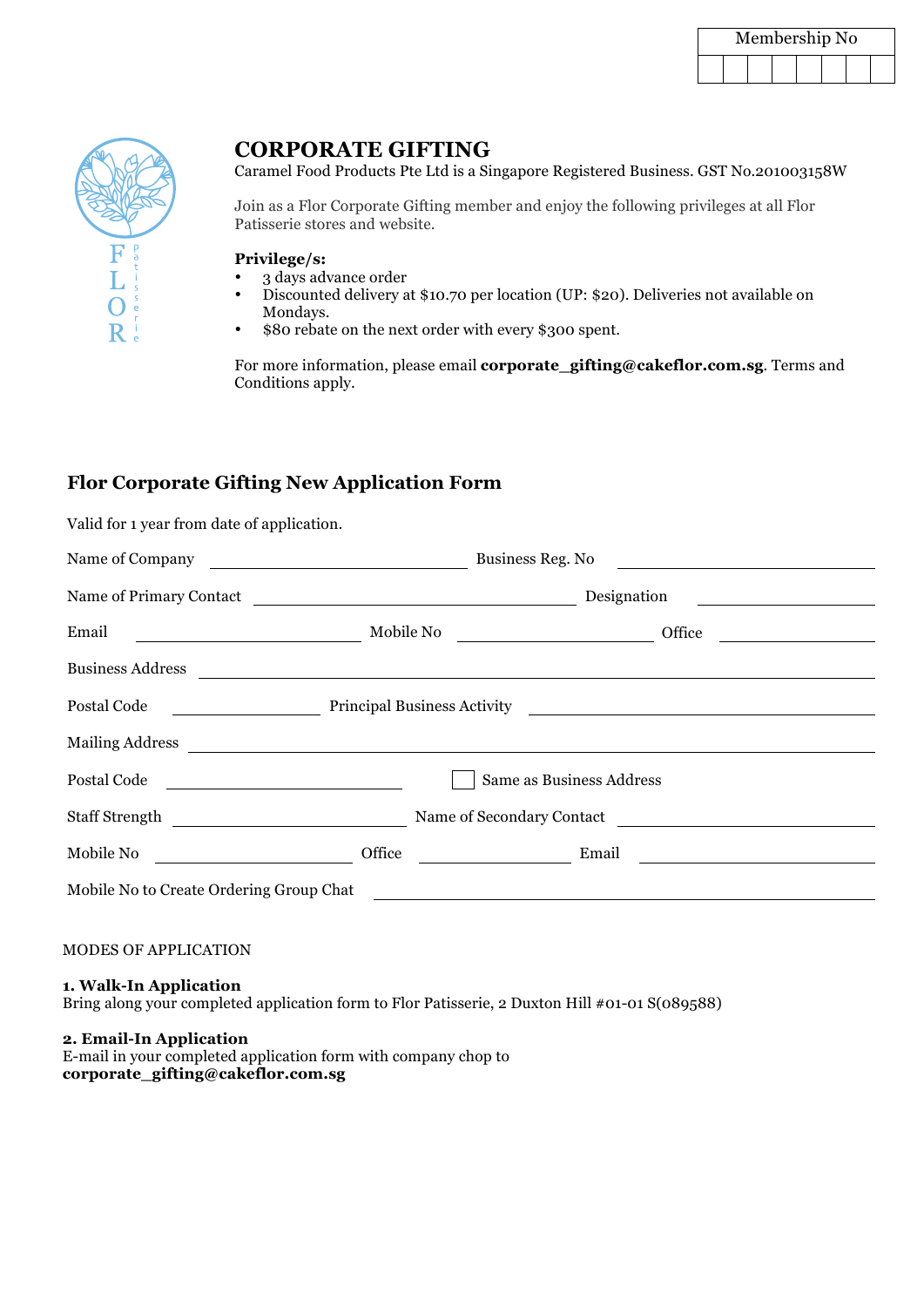| Membership No |
| --- |
| |

FLOR patisserie

# CORPORATE GIFTING

Caramel Food Products Pte Ltd is a Singapore Registered Business. GST No.201003158W

Join as a Flor Corporate Gifting member and enjoy the following privileges at all Flor Patisserie stores and website.

**Privilege/s:**

- 3 days advance order
- Discounted delivery at $10.70 per location (UP: $20). Deliveries not available on Mondays.
- $80 rebate on the next order with every $300 spent.

For more information, please email **corporate_gifting@cakeflor.com.sg**. Terms and Conditions apply.

## Flor Corporate Gifting New Application Form

Valid for 1 year from date of application.

Name of Company ______________________ Business Reg. No ______________________

Name of Primary Contact ______________________ Designation ______________________

Email ______________________ Mobile No ______________________ Office ______________________

Business Address ______________________

Postal Code ______________________ Principal Business Activity ______________________

Mailing Address ______________________

Postal Code ______________________ ☐ Same as Business Address

Staff Strength ______________________ Name of Secondary Contact ______________________

Mobile No ______________________ Office ______________________ Email ______________________

Mobile No to Create Ordering Group Chat ______________________

MODES OF APPLICATION

**1. Walk-In Application**
Bring along your completed application form to Flor Patisserie, 2 Duxton Hill #01-01 S(089588)

**2. Email-In Application**
E-mail in your completed application form with company chop to
**corporate_gifting@cakeflor.com.sg**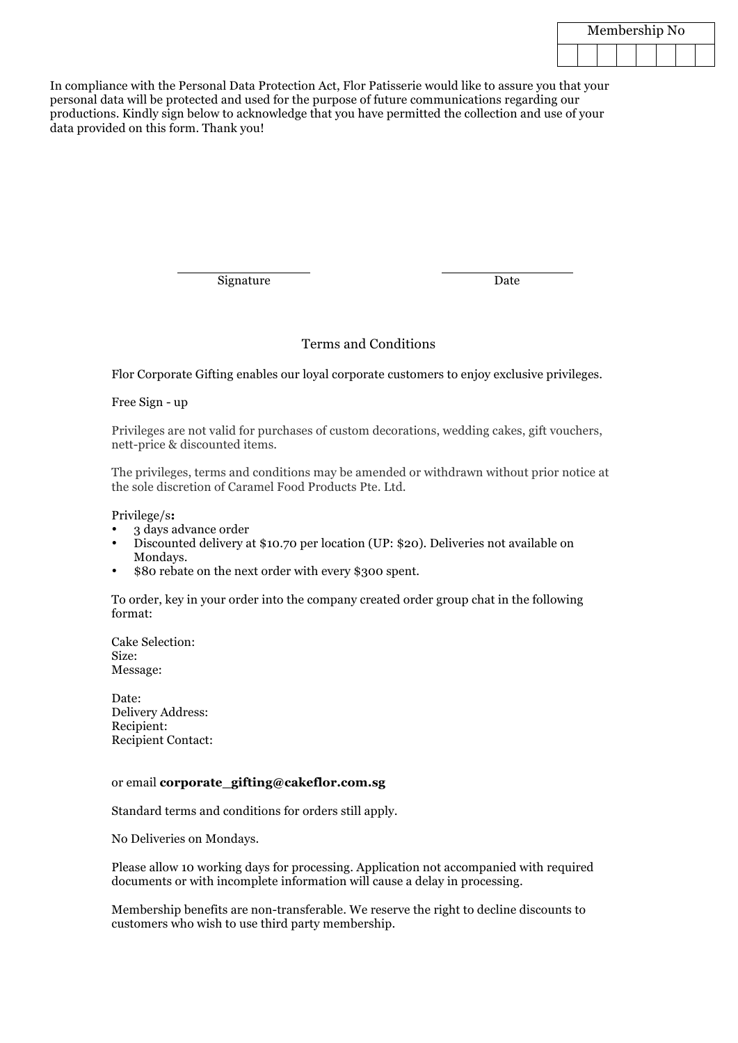| Membership No | | | | | | | |
|---|---|---|---|---|---|---|---|
| | | | | | | | |

In compliance with the Personal Data Protection Act, Flor Patisserie would like to assure you that your personal data will be protected and used for the purpose of future communications regarding our productions. Kindly sign below to acknowledge that you have permitted the collection and use of your data provided on this form. Thank you!

Signature ____________________        Date ____________________

## Terms and Conditions

Flor Corporate Gifting enables our loyal corporate customers to enjoy exclusive privileges.

Free Sign - up

Privileges are not valid for purchases of custom decorations, wedding cakes, gift vouchers, nett-price & discounted items.

The privileges, terms and conditions may be amended or withdrawn without prior notice at the sole discretion of Caramel Food Products Pte. Ltd.

Privilege/s**:**

- 3 days advance order
- Discounted delivery at $10.70 per location (UP: $20). Deliveries not available on Mondays.
- $80 rebate on the next order with every $300 spent.

To order, key in your order into the company created order group chat in the following format:

Cake Selection:
Size:
Message:

Date:
Delivery Address:
Recipient:
Recipient Contact:

or email **corporate_gifting@cakeflor.com.sg**

Standard terms and conditions for orders still apply.

No Deliveries on Mondays.

Please allow 10 working days for processing. Application not accompanied with required documents or with incomplete information will cause a delay in processing.

Membership benefits are non-transferable. We reserve the right to decline discounts to customers who wish to use third party membership.